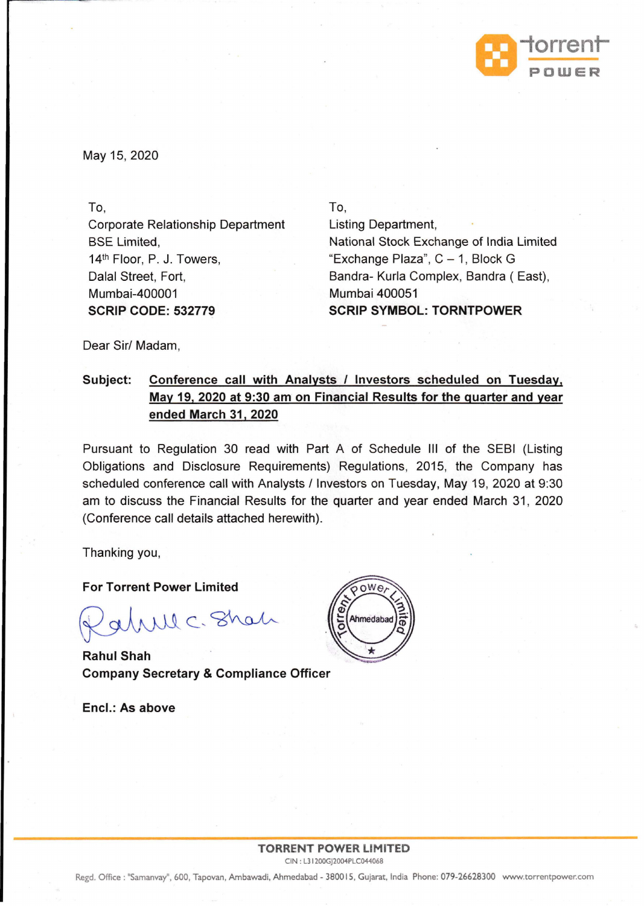May 15, 2020

To,
Corporate Relationship Department
BSE Limited,
14th Floor, P. J. Towers,
Dalal Street, Fort,
Mumbai-400001
**SCRIP CODE: 532779**

To,
Listing Department,
National Stock Exchange of India Limited
"Exchange Plaza", C – 1, Block G
Bandra- Kurla Complex, Bandra ( East),
Mumbai 400051
**SCRIP SYMBOL: TORNTPOWER**

Dear Sir/ Madam,

**Subject:** **Conference call with Analysts / Investors scheduled on Tuesday, May 19, 2020 at 9:30 am on Financial Results for the quarter and year ended March 31, 2020**

Pursuant to Regulation 30 read with Part A of Schedule III of the SEBI (Listing Obligations and Disclosure Requirements) Regulations, 2015, the Company has scheduled conference call with Analysts / Investors on Tuesday, May 19, 2020 at 9:30 am to discuss the Financial Results for the quarter and year ended March 31, 2020 (Conference call details attached herewith).

Thanking you,

**For Torrent Power Limited**

**Rahul Shah**
**Company Secretary & Compliance Officer**

**Encl.: As above**

**TORRENT POWER LIMITED**
CIN : L31200GJ2004PLC044068
Regd. Office : "Samanvay", 600, Tapovan, Ambawadi, Ahmedabad - 380015, Gujarat, India Phone: 079-26628300 www.torrentpower.com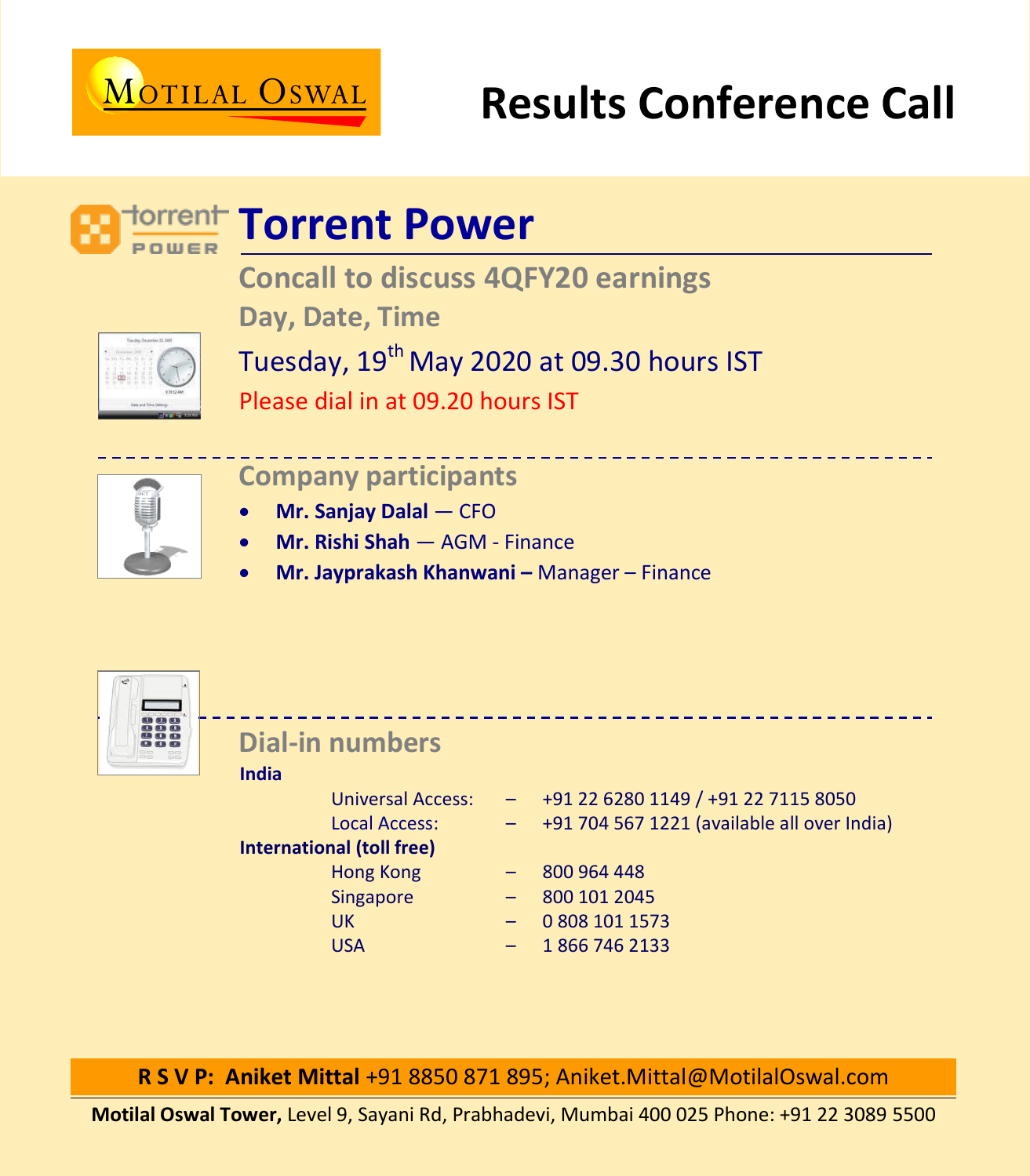# Results Conference Call

## Torrent Power

### Concall to discuss 4QFY20 earnings

### Day, Date, Time

Tuesday, 19th May 2020 at 09.30 hours IST

Please dial in at 09.20 hours IST

### Company participants

- **Mr. Sanjay Dalal** — CFO
- **Mr. Rishi Shah** — AGM - Finance
- **Mr. Jayprakash Khanwani –** Manager – Finance

### Dial-in numbers

**India**

| | | |
|---|---|---|
| Universal Access: | – | +91 22 6280 1149 / +91 22 7115 8050 |
| Local Access: | – | +91 704 567 1221 (available all over India) |

**International (toll free)**

| | | |
|---|---|---|
| Hong Kong | – | 800 964 448 |
| Singapore | – | 800 101 2045 |
| UK | – | 0 808 101 1573 |
| USA | – | 1 866 746 2133 |

**R S V P: Aniket Mittal** +91 8850 871 895; Aniket.Mittal@MotilalOswal.com

**Motilal Oswal Tower,** Level 9, Sayani Rd, Prabhadevi, Mumbai 400 025 Phone: +91 22 3089 5500